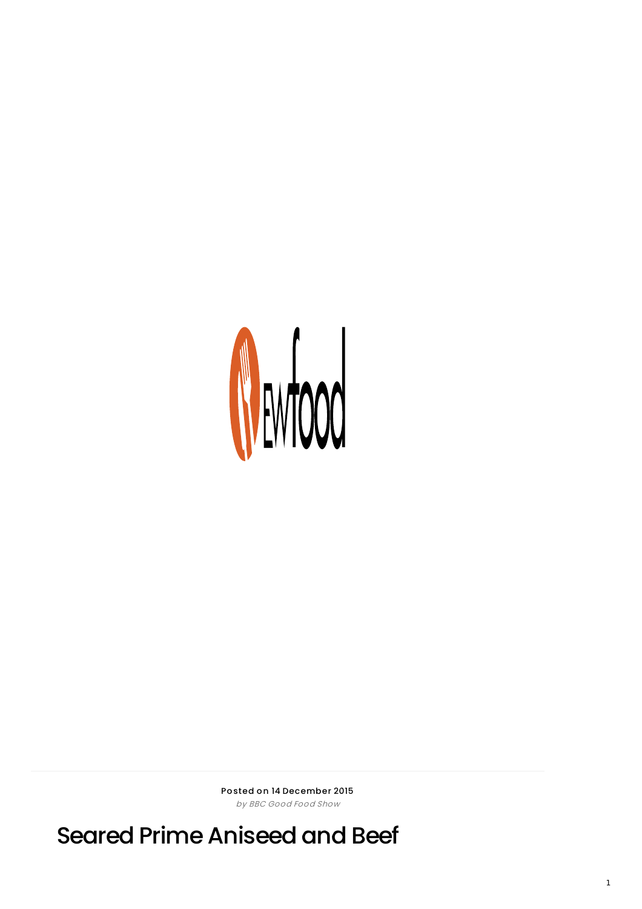Posted on 14 December 2015

*by BBC Good Food Show*

# Seared Prime Aniseed and Beef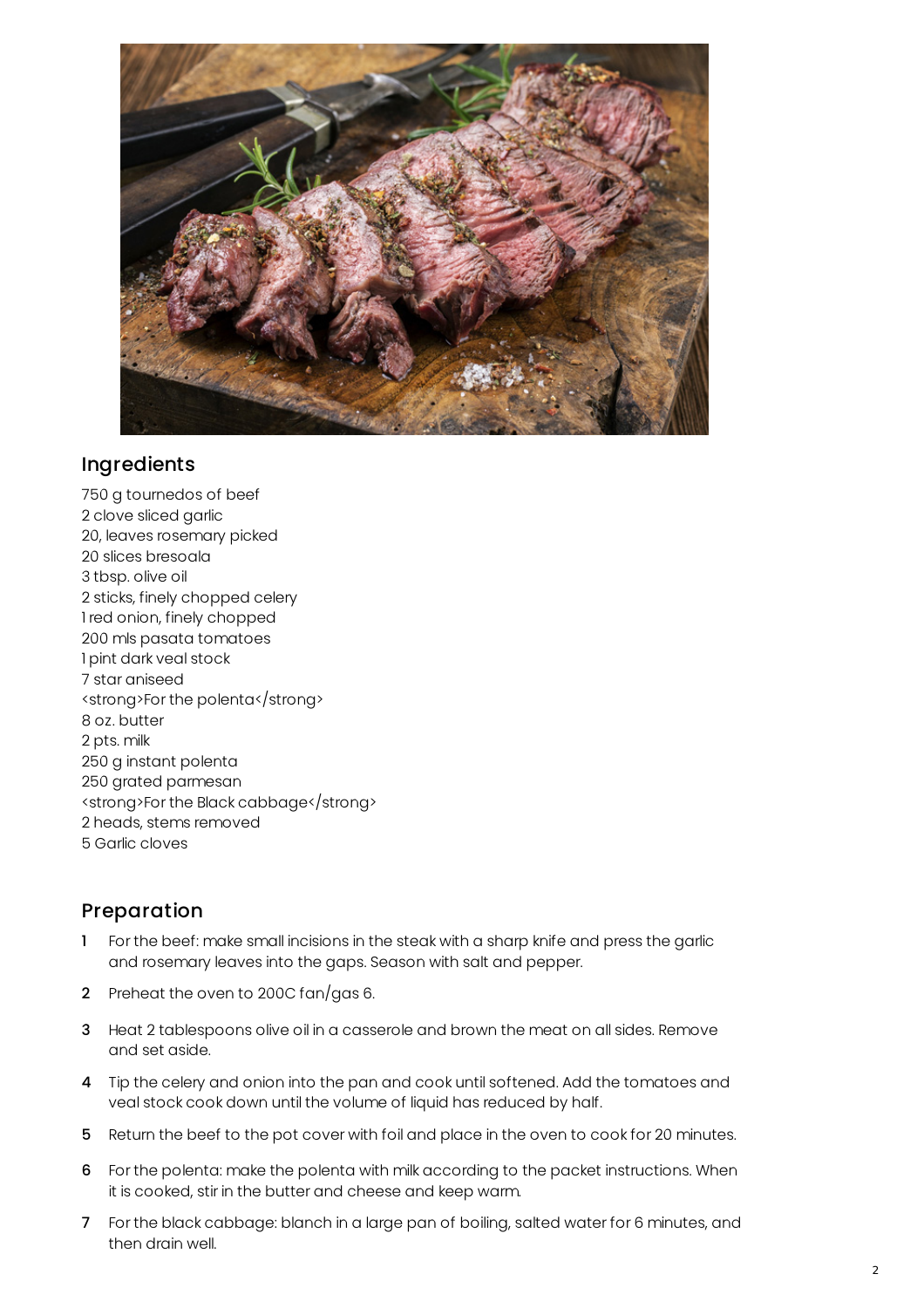## Ingredients

750 g tournedos of beef
2 clove sliced garlic
20, leaves rosemary picked
20 slices bresoala
3 tbsp. olive oil
2 sticks, finely chopped celery
1 red onion, finely chopped
200 mls pasata tomatoes
1 pint dark veal stock
7 star aniseed
<strong>For the polenta</strong>
8 oz. butter
2 pts. milk
250 g instant polenta
250 grated parmesan
<strong>For the Black cabbage</strong>
2 heads, stems removed
5 Garlic cloves

## Preparation

1. For the beef: make small incisions in the steak with a sharp knife and press the garlic and rosemary leaves into the gaps. Season with salt and pepper.
2. Preheat the oven to 200C fan/gas 6.
3. Heat 2 tablespoons olive oil in a casserole and brown the meat on all sides. Remove and set aside.
4. Tip the celery and onion into the pan and cook until softened. Add the tomatoes and veal stock cook down until the volume of liquid has reduced by half.
5. Return the beef to the pot cover with foil and place in the oven to cook for 20 minutes.
6. For the polenta: make the polenta with milk according to the packet instructions. When it is cooked, stir in the butter and cheese and keep warm.
7. For the black cabbage: blanch in a large pan of boiling, salted water for 6 minutes, and then drain well.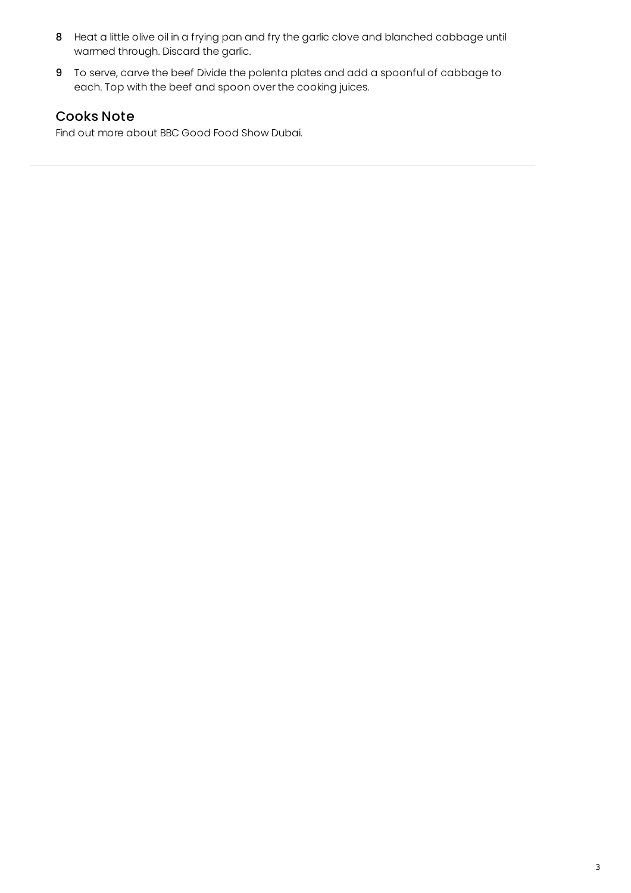8. Heat a little olive oil in a frying pan and fry the garlic clove and blanched cabbage until warmed through. Discard the garlic.
9. To serve, carve the beef Divide the polenta plates and add a spoonful of cabbage to each. Top with the beef and spoon over the cooking juices.

## Cooks Note

Find out more about BBC Good Food Show Dubai.